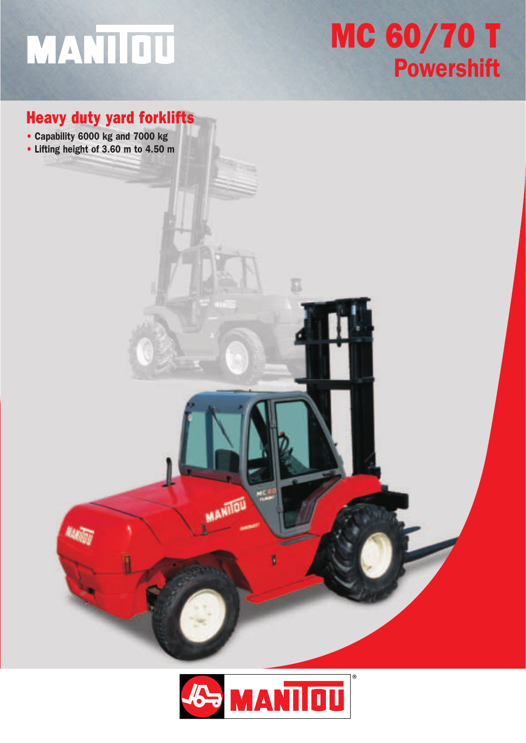MANITOU

# MC 60/70 T
## Powershift

### Heavy duty yard forklifts

- Capability 6000 kg and 7000 kg
- Lifting height of 3.60 m to 4.50 m

MANITOU®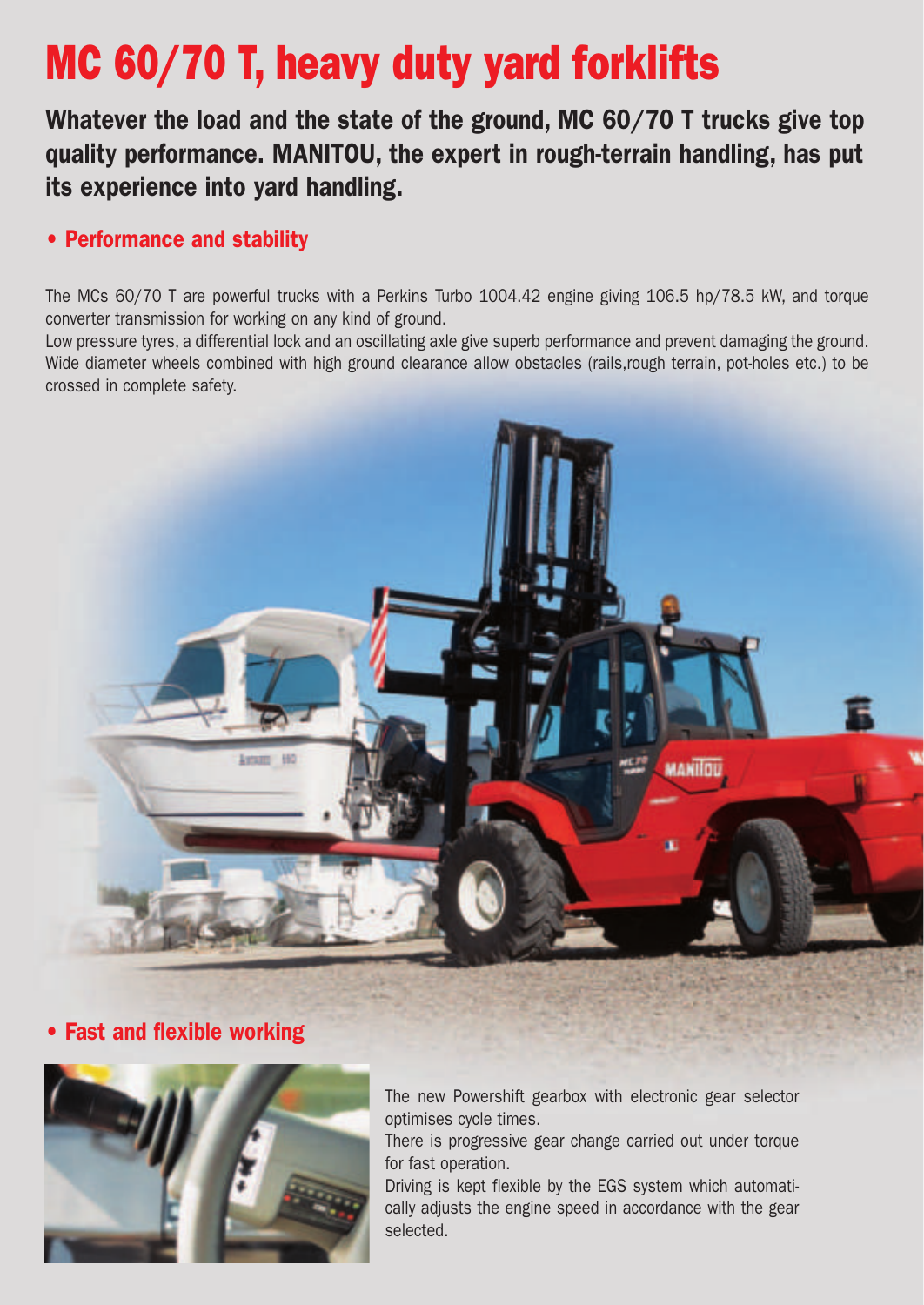# MC 60/70 T, heavy duty yard forklifts

**Whatever the load and the state of the ground, MC 60/70 T trucks give top quality performance. MANITOU, the expert in rough-terrain handling, has put its experience into yard handling.**

## • Performance and stability

The MCs 60/70 T are powerful trucks with a Perkins Turbo 1004.42 engine giving 106.5 hp/78.5 kW, and torque converter transmission for working on any kind of ground.

Low pressure tyres, a differential lock and an oscillating axle give superb performance and prevent damaging the ground. Wide diameter wheels combined with high ground clearance allow obstacles (rails,rough terrain, pot-holes etc.) to be crossed in complete safety.

## • Fast and flexible working

The new Powershift gearbox with electronic gear selector optimises cycle times.

There is progressive gear change carried out under torque for fast operation.

Driving is kept flexible by the EGS system which automatically adjusts the engine speed in accordance with the gear selected.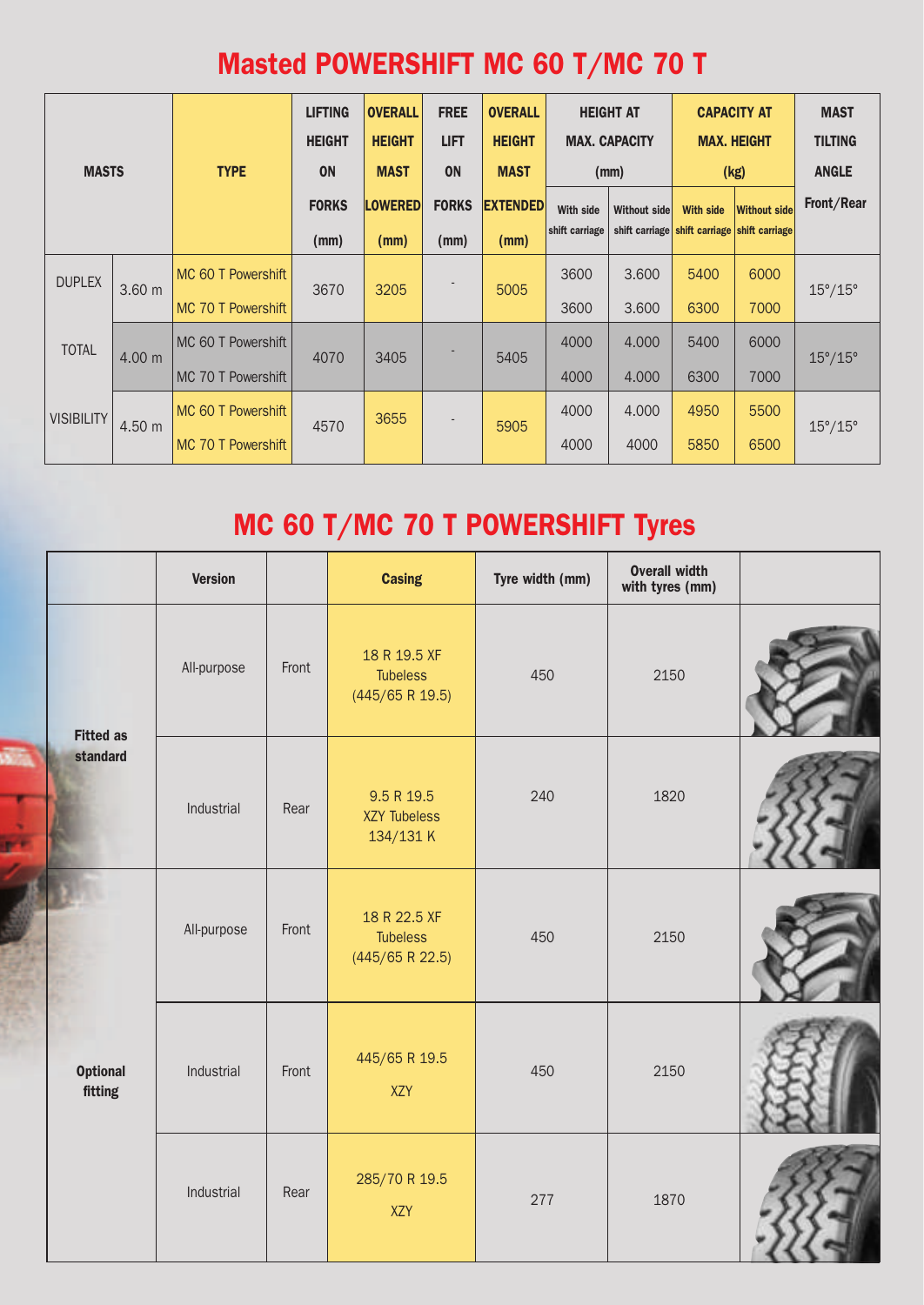# Masted POWERSHIFT MC 60 T/MC 70 T

| MASTS | | TYPE | LIFTING HEIGHT ON FORKS (mm) | OVERALL HEIGHT MAST LOWERED (mm) | FREE LIFT ON FORKS (mm) | OVERALL HEIGHT MAST EXTENDED (mm) | HEIGHT AT MAX. CAPACITY (mm) | | CAPACITY AT MAX. HEIGHT (kg) | | MAST TILTING ANGLE Front/Rear |
|---|---|---|---|---|---|---|---|---|---|---|---|
| | | | | | | | With side shift carriage | Without side shift carriage | With side shift carriage | Without side shift carriage | |
| DUPLEX | 3.60 m | MC 60 T Powershift | 3670 | 3205 | - | 5005 | 3600 | 3.600 | 5400 | 6000 | 15°/15° |
| | | MC 70 T Powershift | | | | | 3600 | 3.600 | 6300 | 7000 | |
| TOTAL | 4.00 m | MC 60 T Powershift | 4070 | 3405 | - | 5405 | 4000 | 4.000 | 5400 | 6000 | 15°/15° |
| | | MC 70 T Powershift | | | | | 4000 | 4.000 | 6300 | 7000 | |
| VISIBILITY | 4.50 m | MC 60 T Powershift | 4570 | 3655 | - | 5905 | 4000 | 4.000 | 4950 | 5500 | 15°/15° |
| | | MC 70 T Powershift | | | | | 4000 | 4000 | 5850 | 6500 | |

# MC 60 T/MC 70 T POWERSHIFT Tyres

| | Version | | Casing | Tyre width (mm) | Overall width with tyres (mm) |
|---|---|---|---|---|---|
| Fitted as standard | All-purpose | Front | 18 R 19.5 XF Tubeless (445/65 R 19.5) | 450 | 2150 |
| | Industrial | Rear | 9.5 R 19.5 XZY Tubeless 134/131 K | 240 | 1820 |
| Optional fitting | All-purpose | Front | 18 R 22.5 XF Tubeless (445/65 R 22.5) | 450 | 2150 |
| | Industrial | Front | 445/65 R 19.5 XZY | 450 | 2150 |
| | Industrial | Rear | 285/70 R 19.5 XZY | 277 | 1870 |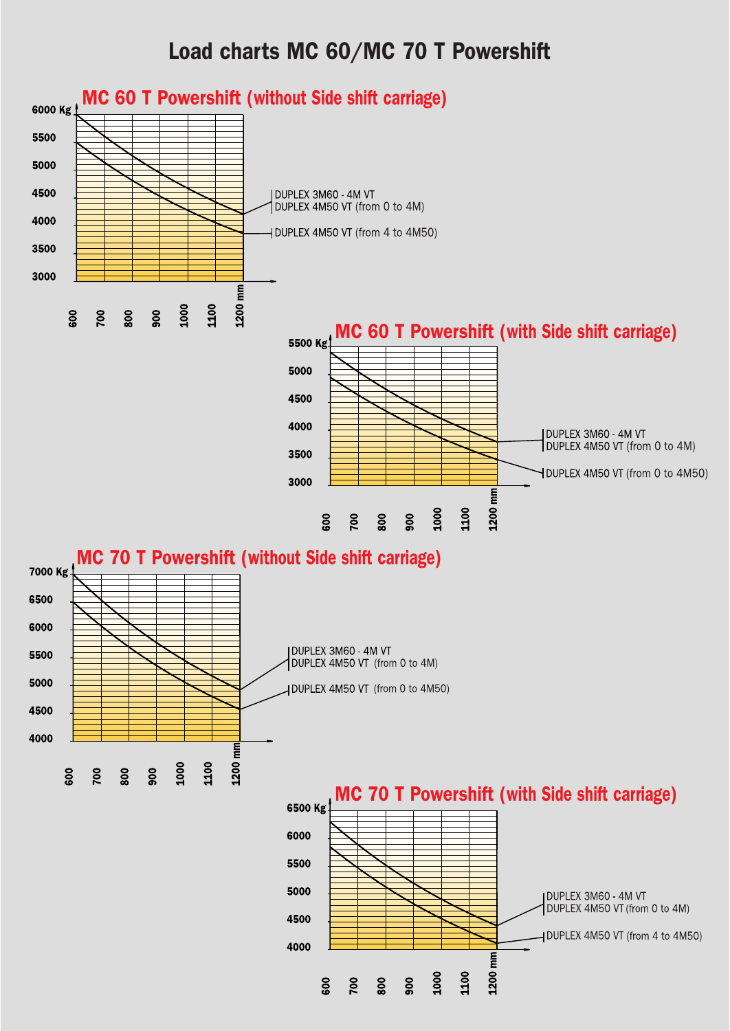# Load charts MC 60/MC 70 T Powershift

## MC 60 T Powershift (without Side shift carriage)

6000 Kg
5500
5000
4500
4000
3500
3000

600 700 800 900 1000 1100 1200 mm

DUPLEX 3M60 - 4M VT
DUPLEX 4M50 VT (from 0 to 4M)

DUPLEX 4M50 VT (from 4 to 4M50)

## MC 60 T Powershift (with Side shift carriage)

5500 Kg
5000
4500
4000
3500
3000

600 700 800 900 1000 1100 1200 mm

DUPLEX 3M60 - 4M VT
DUPLEX 4M50 VT (from 0 to 4M)

DUPLEX 4M50 VT (from 0 to 4M50)

## MC 70 T Powershift (without Side shift carriage)

7000 Kg
6500
6000
5500
5000
4500
4000

600 700 800 900 1000 1100 1200 mm

DUPLEX 3M60 - 4M VT
DUPLEX 4M50 VT (from 0 to 4M)

DUPLEX 4M50 VT (from 0 to 4M50)

## MC 70 T Powershift (with Side shift carriage)

6500 Kg
6000
5500
5000
4500
4000

600 700 800 900 1000 1100 1200 mm

DUPLEX 3M60 - 4M VT
DUPLEX 4M50 VT (from 0 to 4M)

DUPLEX 4M50 VT (from 4 to 4M50)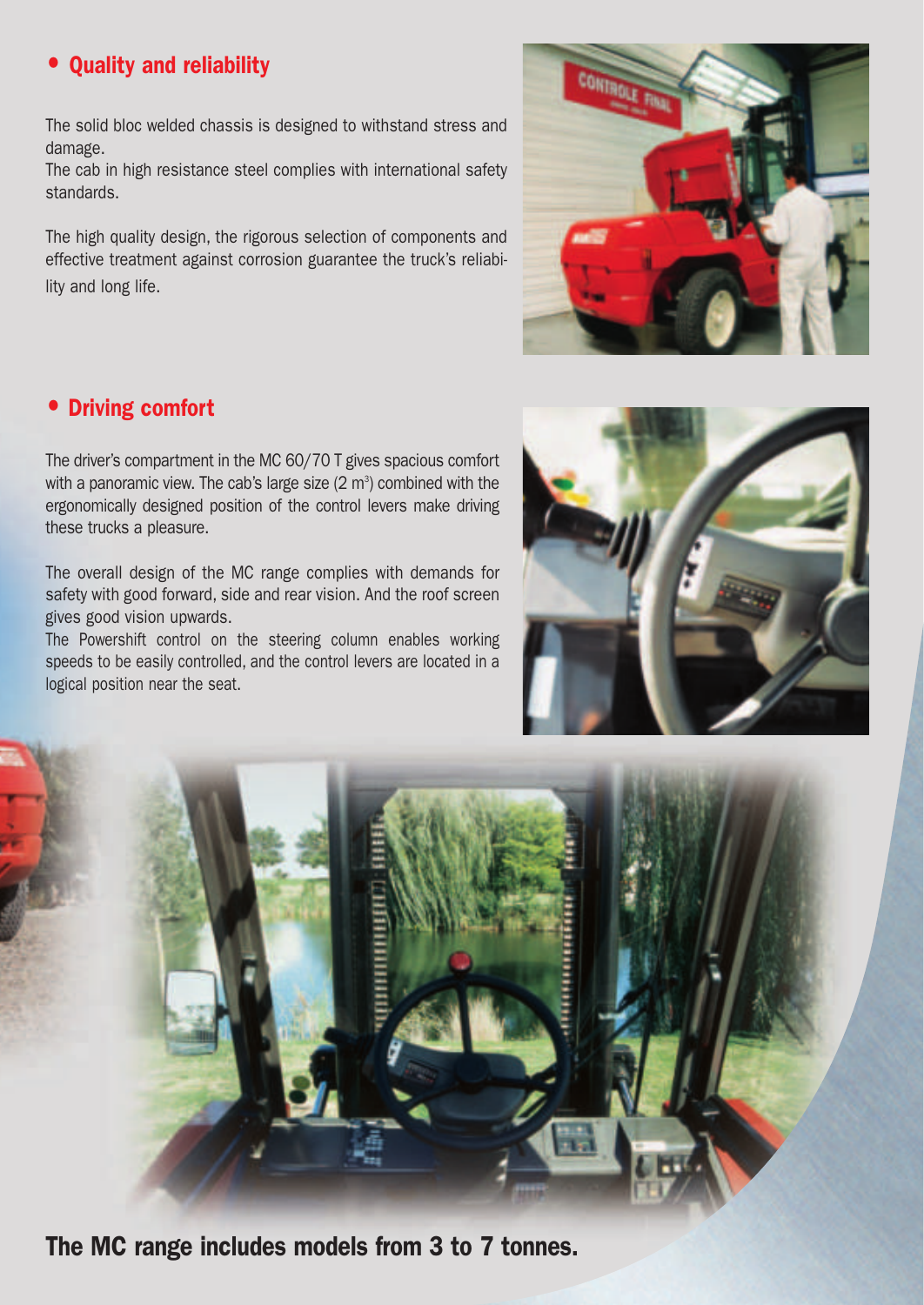## Quality and reliability

The solid bloc welded chassis is designed to withstand stress and damage.
The cab in high resistance steel complies with international safety standards.

The high quality design, the rigorous selection of components and effective treatment against corrosion guarantee the truck's reliability and long life.

## Driving comfort

The driver's compartment in the MC 60/70 T gives spacious comfort with a panoramic view. The cab's large size (2 $m^3$) combined with the ergonomically designed position of the control levers make driving these trucks a pleasure.

The overall design of the MC range complies with demands for safety with good forward, side and rear vision. And the roof screen gives good vision upwards.
The Powershift control on the steering column enables working speeds to be easily controlled, and the control levers are located in a logical position near the seat.

**The MC range includes models from 3 to 7 tonnes.**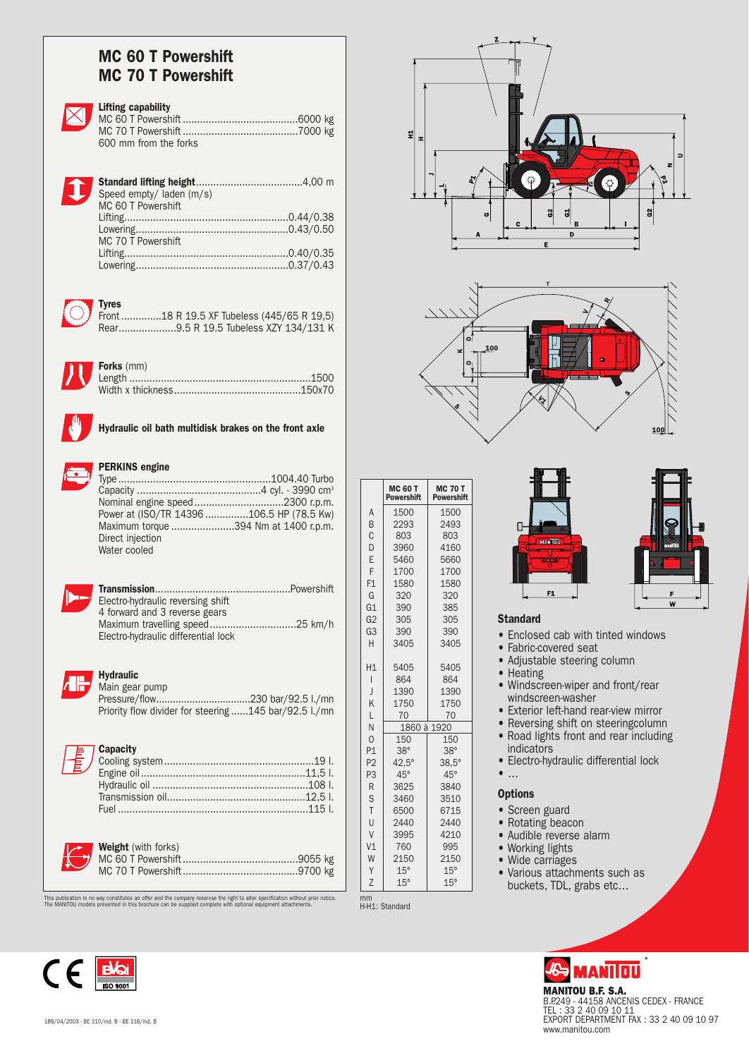# MC 60 T Powershift
# MC 70 T Powershift

**Lifting capability**
MC 60 T Powershift ........................................6000 kg
MC 70 T Powershift ........................................7000 kg
600 mm from the forks

**Standard lifting height**....................................4,00 m
Speed empty/ laden (m/s)
MC 60 T Powershift
Lifting........................................................0.44/0.38
Lowering....................................................0.43/0.50
MC 70 T Powershift
Lifting........................................................0.40/0.35
Lowering....................................................0.37/0.43

**Tyres**
Front.............18 R 19.5 XF Tubeless (445/65 R 19,5)
Rear....................9.5 R 19.5 Tubeless XZY 134/131 K

**Forks** (mm)
Length ..............................................................1500
Width x thickness...........................................150x70

**Hydraulic oil bath multidisk brakes on the front axle**

**PERKINS engine**
Type ....................................................1004.40 Turbo
Capacity ..........................................4 cyl. - 3990 cm³
Nominal engine speed ...............................2300 r.p.m.
Power at (ISO/TR 14396 ...............106.5 HP (78.5 Kw)
Maximum torque ......................394 Nm at 1400 r.p.m.
Direct injection
Water cooled

**Transmission**..............................................Powershift
Electro-hydraulic reversing shift
4 forward and 3 reverse gears
Maximum travelling speed.............................25 km/h
Electro-hydraulic differential lock

**Hydraulic**
Main gear pump
Pressure/flow.................................230 bar/92.5 l./mn
Priority flow divider for steering ......145 bar/92.5 l./mn

**Capacity**
Cooling system...................................................19 l.
Engine oil.........................................................11,5 l.
Hydraulic oil .....................................................108 l.
Transmission oil................................................12,5 l.
Fuel .................................................................115 l.

**Weight** (with forks)
MC 60 T Powershift........................................9055 kg
MC 70 T Powershift........................................9700 kg

This publication in no way constitutes an offer and the company reservse the right to alter specification without prior notice. The MANITOU models presented in this brochure can be supplied complete with optional equipment attachments.

Z
Y
H1
H
J
L
P1
G
C
A
G3
G1
B
D
E
I
G2
P3
N
U
T
R
V
O
K
O
100
S
V1
S
100
F1
F
W

| | MC 60 T Powershift | MC 70 T Powershift |
|---|---|---|
| A | 1500 | 1500 |
| B | 2293 | 2493 |
| C | 803 | 803 |
| D | 3960 | 4160 |
| E | 5460 | 5660 |
| F | 1700 | 1700 |
| F1 | 1580 | 1580 |
| G | 320 | 320 |
| G1 | 390 | 385 |
| G2 | 305 | 305 |
| G3 | 390 | 390 |
| H | 3405 | 3405 |
| H1 | 5405 | 5405 |
| I | 864 | 864 |
| J | 1390 | 1390 |
| K | 1750 | 1750 |
| L | 70 | 70 |
| N | 1860 à 1920 | |
| O | 150 | 150 |
| P1 | 38° | 38° |
| P2 | 42,5° | 38,5° |
| P3 | 45° | 45° |
| R | 3625 | 3840 |
| S | 3460 | 3510 |
| T | 6500 | 6715 |
| U | 2440 | 2440 |
| V | 3995 | 4210 |
| V1 | 760 | 995 |
| W | 2150 | 2150 |
| Y | 15° | 15° |
| Z | 15° | 15° |

mm
H-H1: Standard

### Standard
- Enclosed cab with tinted windows
- Fabric-covered seat
- Adjustable steering column
- Heating
- Windscreen-wiper and front/rear windscreen-washer
- Exterior left-hand rear-view mirror
- Reversing shift on steeringcolumn
- Road lights front and rear including indicators
- Electro-hydraulic differential lock
- ...

### Options
- Screen guard
- Rotating beacon
- Audible reverse alarm
- Working lights
- Wide carriages
- Various attachments such as buckets, TDL, grabs etc…

ISO 9001

186/04/2003 - BE 110/ind. B - BE 116/ind. B

**MANITOU B.F. S.A.**
B.P.249 - 44158 ANCENIS CEDEX - FRANCE
TEL : 33 2 40 09 10 11
EXPORT DEPARTMENT FAX : 33 2 40 09 10 97
www.manitou.com